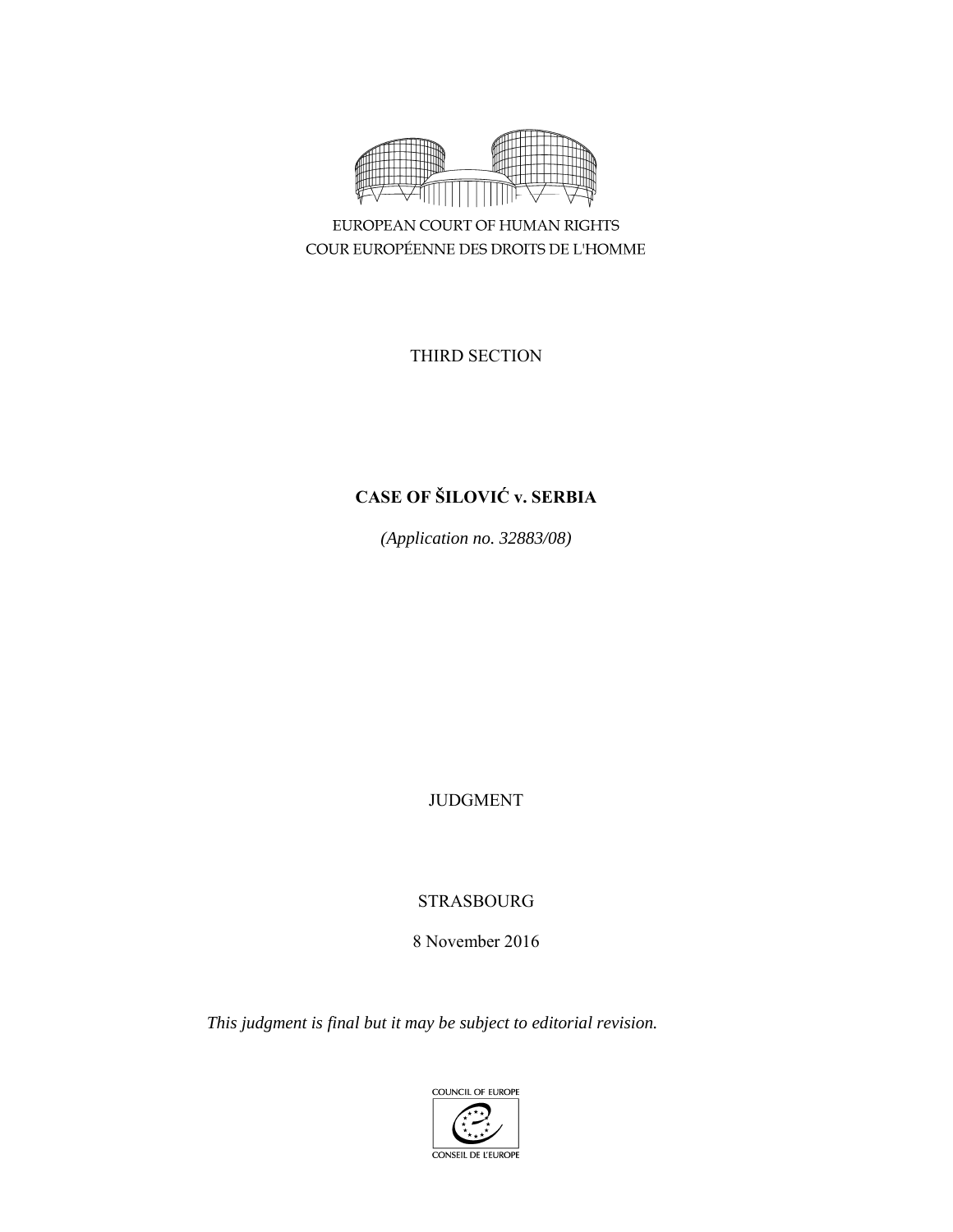EUROPEAN COURT OF HUMAN RIGHTS

COUR EUROPÉENNE DES DROITS DE L'HOMME

THIRD SECTION

**CASE OF ŠILOVIĆ v. SERBIA**

*(Application no. 32883/08)*

JUDGMENT

STRASBOURG

8 November 2016

*This judgment is final but it may be subject to editorial revision.*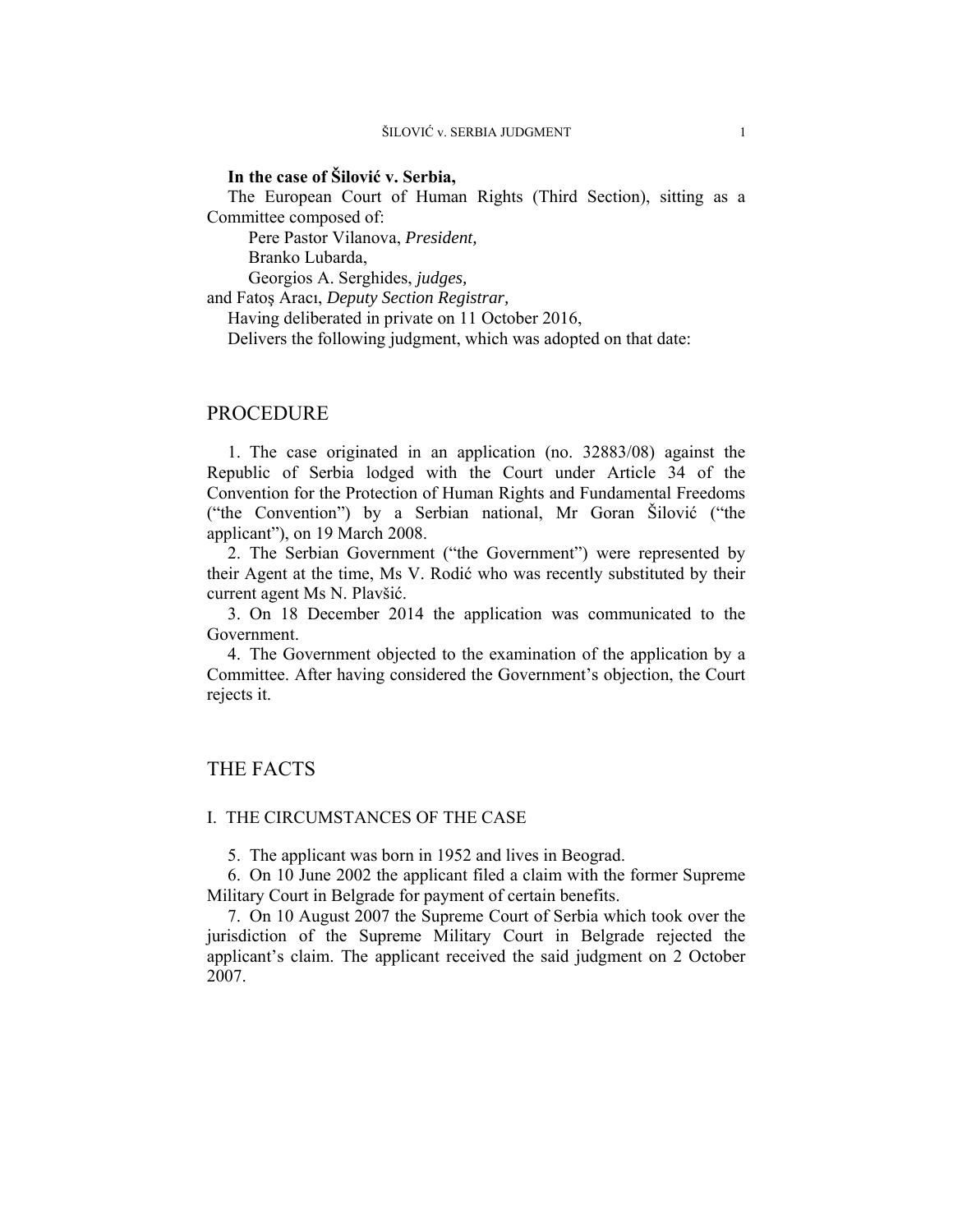**In the case of Šilović v. Serbia,**

The European Court of Human Rights (Third Section), sitting as a Committee composed of:

Pere Pastor Vilanova, *President,*
Branko Lubarda,
Georgios A. Serghides, *judges,*
and Fatoş Aracı, *Deputy Section Registrar,*

Having deliberated in private on 11 October 2016,

Delivers the following judgment, which was adopted on that date:

# PROCEDURE

1. The case originated in an application (no. 32883/08) against the Republic of Serbia lodged with the Court under Article 34 of the Convention for the Protection of Human Rights and Fundamental Freedoms ("the Convention") by a Serbian national, Mr Goran Šilović ("the applicant"), on 19 March 2008.

2. The Serbian Government ("the Government") were represented by their Agent at the time, Ms V. Rodić who was recently substituted by their current agent Ms N. Plavšić.

3. On 18 December 2014 the application was communicated to the Government.

4. The Government objected to the examination of the application by a Committee. After having considered the Government's objection, the Court rejects it.

# THE FACTS

## I. THE CIRCUMSTANCES OF THE CASE

5. The applicant was born in 1952 and lives in Beograd.

6. On 10 June 2002 the applicant filed a claim with the former Supreme Military Court in Belgrade for payment of certain benefits.

7. On 10 August 2007 the Supreme Court of Serbia which took over the jurisdiction of the Supreme Military Court in Belgrade rejected the applicant's claim. The applicant received the said judgment on 2 October 2007.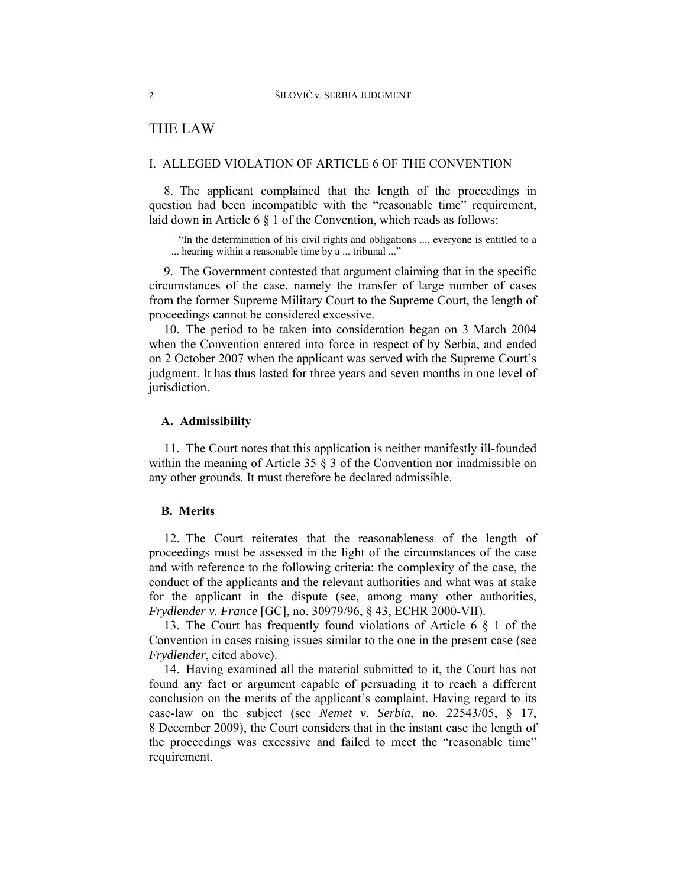# THE LAW

## I. ALLEGED VIOLATION OF ARTICLE 6 OF THE CONVENTION

8. The applicant complained that the length of the proceedings in question had been incompatible with the "reasonable time" requirement, laid down in Article 6 § 1 of the Convention, which reads as follows:

> "In the determination of his civil rights and obligations ..., everyone is entitled to a ... hearing within a reasonable time by a ... tribunal ..."

9. The Government contested that argument claiming that in the specific circumstances of the case, namely the transfer of large number of cases from the former Supreme Military Court to the Supreme Court, the length of proceedings cannot be considered excessive.

10. The period to be taken into consideration began on 3 March 2004 when the Convention entered into force in respect of by Serbia, and ended on 2 October 2007 when the applicant was served with the Supreme Court's judgment. It has thus lasted for three years and seven months in one level of jurisdiction.

### A. Admissibility

11. The Court notes that this application is neither manifestly ill-founded within the meaning of Article 35 § 3 of the Convention nor inadmissible on any other grounds. It must therefore be declared admissible.

### B. Merits

12. The Court reiterates that the reasonableness of the length of proceedings must be assessed in the light of the circumstances of the case and with reference to the following criteria: the complexity of the case, the conduct of the applicants and the relevant authorities and what was at stake for the applicant in the dispute (see, among many other authorities, *Frydlender v. France* [GC], no. 30979/96, § 43, ECHR 2000-VII).

13. The Court has frequently found violations of Article 6 § 1 of the Convention in cases raising issues similar to the one in the present case (see *Frydlender*, cited above).

14. Having examined all the material submitted to it, the Court has not found any fact or argument capable of persuading it to reach a different conclusion on the merits of the applicant's complaint. Having regard to its case-law on the subject (see *Nemet v. Serbia*, no. 22543/05, § 17, 8 December 2009), the Court considers that in the instant case the length of the proceedings was excessive and failed to meet the "reasonable time" requirement.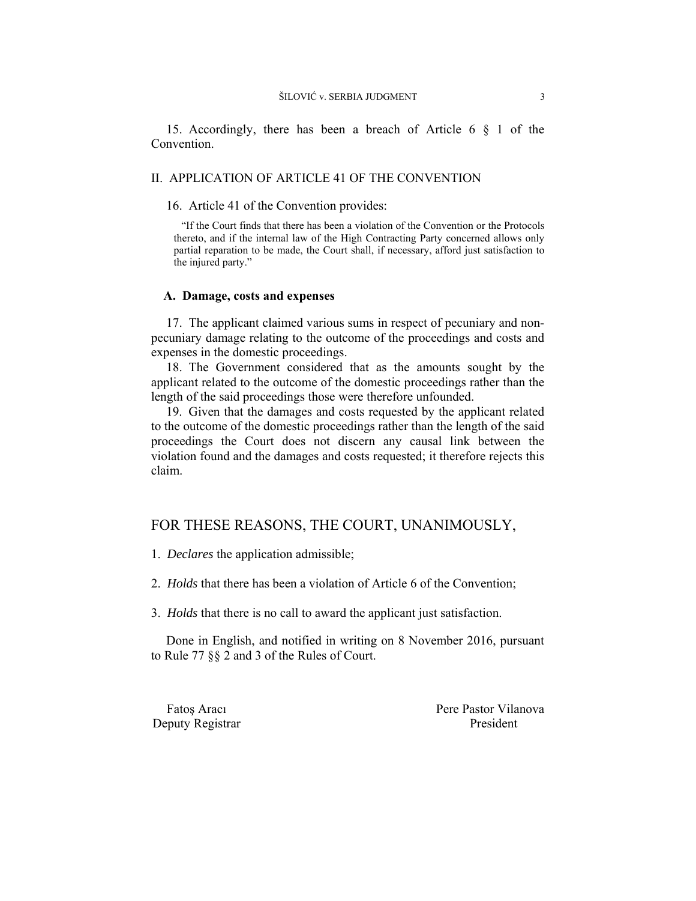15. Accordingly, there has been a breach of Article 6 § 1 of the Convention.

## II. APPLICATION OF ARTICLE 41 OF THE CONVENTION

16. Article 41 of the Convention provides:

> "If the Court finds that there has been a violation of the Convention or the Protocols thereto, and if the internal law of the High Contracting Party concerned allows only partial reparation to be made, the Court shall, if necessary, afford just satisfaction to the injured party."

### A. Damage, costs and expenses

17. The applicant claimed various sums in respect of pecuniary and non-pecuniary damage relating to the outcome of the proceedings and costs and expenses in the domestic proceedings.

18. The Government considered that as the amounts sought by the applicant related to the outcome of the domestic proceedings rather than the length of the said proceedings those were therefore unfounded.

19. Given that the damages and costs requested by the applicant related to the outcome of the domestic proceedings rather than the length of the said proceedings the Court does not discern any causal link between the violation found and the damages and costs requested; it therefore rejects this claim.

## FOR THESE REASONS, THE COURT, UNANIMOUSLY,

1. *Declares* the application admissible;

2. *Holds* that there has been a violation of Article 6 of the Convention;

3. *Holds* that there is no call to award the applicant just satisfaction.

Done in English, and notified in writing on 8 November 2016, pursuant to Rule 77 §§ 2 and 3 of the Rules of Court.

Fatoş Aracı
Deputy Registrar

Pere Pastor Vilanova
President